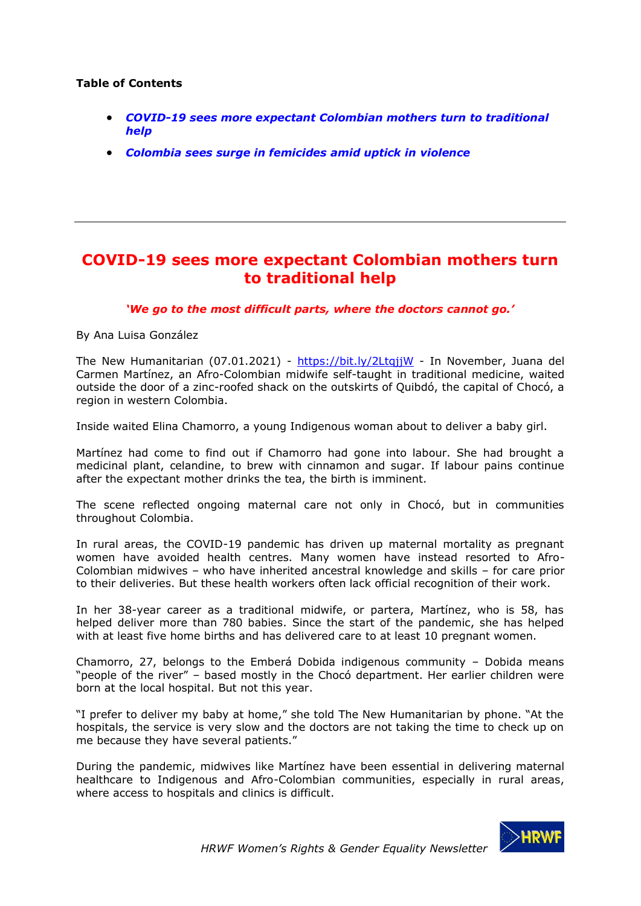**Table of Contents**

- ***COVID-19 sees more expectant Colombian mothers turn to traditional help***
- ***Colombia sees surge in femicides amid uptick in violence***

---

# COVID-19 sees more expectant Colombian mothers turn to traditional help

***'We go to the most difficult parts, where the doctors cannot go.'***

By Ana Luisa González

The New Humanitarian (07.01.2021) - https://bit.ly/2LtqjjW - In November, Juana del Carmen Martínez, an Afro-Colombian midwife self-taught in traditional medicine, waited outside the door of a zinc-roofed shack on the outskirts of Quibdó, the capital of Chocó, a region in western Colombia.

Inside waited Elina Chamorro, a young Indigenous woman about to deliver a baby girl.

Martínez had come to find out if Chamorro had gone into labour. She had brought a medicinal plant, celandine, to brew with cinnamon and sugar. If labour pains continue after the expectant mother drinks the tea, the birth is imminent.

The scene reflected ongoing maternal care not only in Chocó, but in communities throughout Colombia.

In rural areas, the COVID-19 pandemic has driven up maternal mortality as pregnant women have avoided health centres. Many women have instead resorted to Afro-Colombian midwives – who have inherited ancestral knowledge and skills – for care prior to their deliveries. But these health workers often lack official recognition of their work.

In her 38-year career as a traditional midwife, or partera, Martínez, who is 58, has helped deliver more than 780 babies. Since the start of the pandemic, she has helped with at least five home births and has delivered care to at least 10 pregnant women.

Chamorro, 27, belongs to the Emberá Dobida indigenous community – Dobida means "people of the river" – based mostly in the Chocó department. Her earlier children were born at the local hospital. But not this year.

"I prefer to deliver my baby at home," she told The New Humanitarian by phone. "At the hospitals, the service is very slow and the doctors are not taking the time to check up on me because they have several patients."

During the pandemic, midwives like Martínez have been essential in delivering maternal healthcare to Indigenous and Afro-Colombian communities, especially in rural areas, where access to hospitals and clinics is difficult.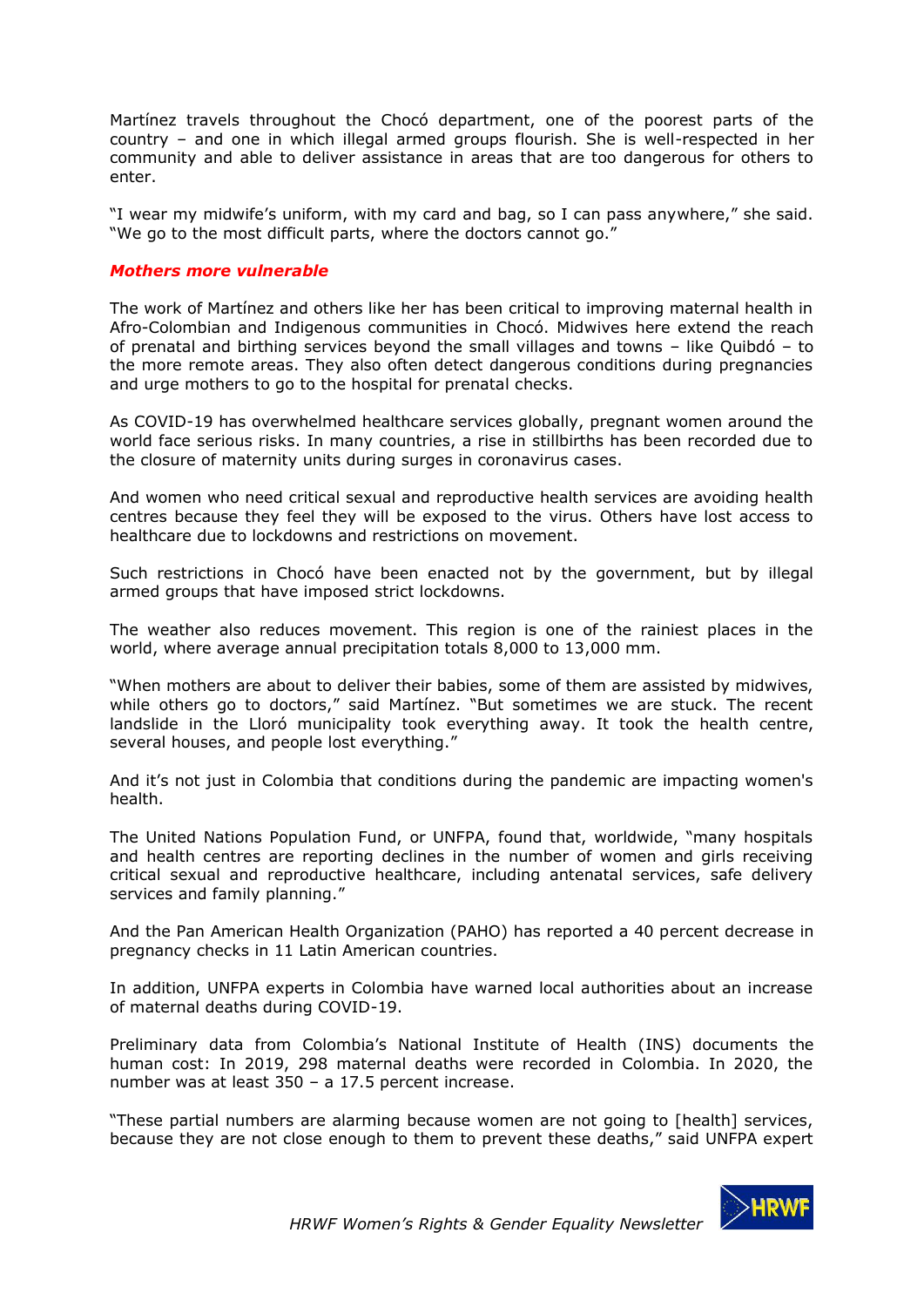Martínez travels throughout the Chocó department, one of the poorest parts of the country – and one in which illegal armed groups flourish. She is well-respected in her community and able to deliver assistance in areas that are too dangerous for others to enter.

"I wear my midwife's uniform, with my card and bag, so I can pass anywhere," she said. "We go to the most difficult parts, where the doctors cannot go."

***Mothers more vulnerable***

The work of Martínez and others like her has been critical to improving maternal health in Afro-Colombian and Indigenous communities in Chocó. Midwives here extend the reach of prenatal and birthing services beyond the small villages and towns – like Quibdó – to the more remote areas. They also often detect dangerous conditions during pregnancies and urge mothers to go to the hospital for prenatal checks.

As COVID-19 has overwhelmed healthcare services globally, pregnant women around the world face serious risks. In many countries, a rise in stillbirths has been recorded due to the closure of maternity units during surges in coronavirus cases.

And women who need critical sexual and reproductive health services are avoiding health centres because they feel they will be exposed to the virus. Others have lost access to healthcare due to lockdowns and restrictions on movement.

Such restrictions in Chocó have been enacted not by the government, but by illegal armed groups that have imposed strict lockdowns.

The weather also reduces movement. This region is one of the rainiest places in the world, where average annual precipitation totals 8,000 to 13,000 mm.

"When mothers are about to deliver their babies, some of them are assisted by midwives, while others go to doctors," said Martínez. "But sometimes we are stuck. The recent landslide in the Lloró municipality took everything away. It took the health centre, several houses, and people lost everything."

And it's not just in Colombia that conditions during the pandemic are impacting women's health.

The United Nations Population Fund, or UNFPA, found that, worldwide, "many hospitals and health centres are reporting declines in the number of women and girls receiving critical sexual and reproductive healthcare, including antenatal services, safe delivery services and family planning."

And the Pan American Health Organization (PAHO) has reported a 40 percent decrease in pregnancy checks in 11 Latin American countries.

In addition, UNFPA experts in Colombia have warned local authorities about an increase of maternal deaths during COVID-19.

Preliminary data from Colombia's National Institute of Health (INS) documents the human cost: In 2019, 298 maternal deaths were recorded in Colombia. In 2020, the number was at least 350 – a 17.5 percent increase.

"These partial numbers are alarming because women are not going to [health] services, because they are not close enough to them to prevent these deaths," said UNFPA expert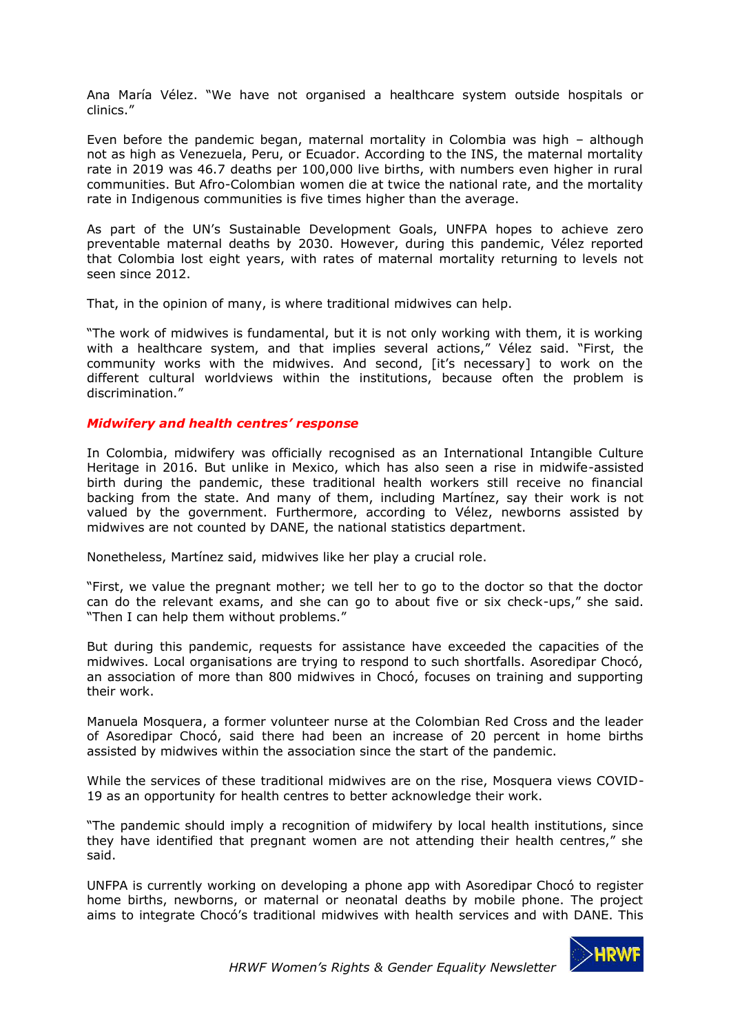Ana María Vélez. "We have not organised a healthcare system outside hospitals or clinics."

Even before the pandemic began, maternal mortality in Colombia was high – although not as high as Venezuela, Peru, or Ecuador. According to the INS, the maternal mortality rate in 2019 was 46.7 deaths per 100,000 live births, with numbers even higher in rural communities. But Afro-Colombian women die at twice the national rate, and the mortality rate in Indigenous communities is five times higher than the average.

As part of the UN's Sustainable Development Goals, UNFPA hopes to achieve zero preventable maternal deaths by 2030. However, during this pandemic, Vélez reported that Colombia lost eight years, with rates of maternal mortality returning to levels not seen since 2012.

That, in the opinion of many, is where traditional midwives can help.

"The work of midwives is fundamental, but it is not only working with them, it is working with a healthcare system, and that implies several actions," Vélez said. "First, the community works with the midwives. And second, [it's necessary] to work on the different cultural worldviews within the institutions, because often the problem is discrimination."

### *Midwifery and health centres' response*

In Colombia, midwifery was officially recognised as an International Intangible Culture Heritage in 2016. But unlike in Mexico, which has also seen a rise in midwife-assisted birth during the pandemic, these traditional health workers still receive no financial backing from the state. And many of them, including Martínez, say their work is not valued by the government. Furthermore, according to Vélez, newborns assisted by midwives are not counted by DANE, the national statistics department.

Nonetheless, Martínez said, midwives like her play a crucial role.

"First, we value the pregnant mother; we tell her to go to the doctor so that the doctor can do the relevant exams, and she can go to about five or six check-ups," she said. "Then I can help them without problems."

But during this pandemic, requests for assistance have exceeded the capacities of the midwives. Local organisations are trying to respond to such shortfalls. Asoredipar Chocó, an association of more than 800 midwives in Chocó, focuses on training and supporting their work.

Manuela Mosquera, a former volunteer nurse at the Colombian Red Cross and the leader of Asoredipar Chocó, said there had been an increase of 20 percent in home births assisted by midwives within the association since the start of the pandemic.

While the services of these traditional midwives are on the rise, Mosquera views COVID-19 as an opportunity for health centres to better acknowledge their work.

"The pandemic should imply a recognition of midwifery by local health institutions, since they have identified that pregnant women are not attending their health centres," she said.

UNFPA is currently working on developing a phone app with Asoredipar Chocó to register home births, newborns, or maternal or neonatal deaths by mobile phone. The project aims to integrate Chocó's traditional midwives with health services and with DANE. This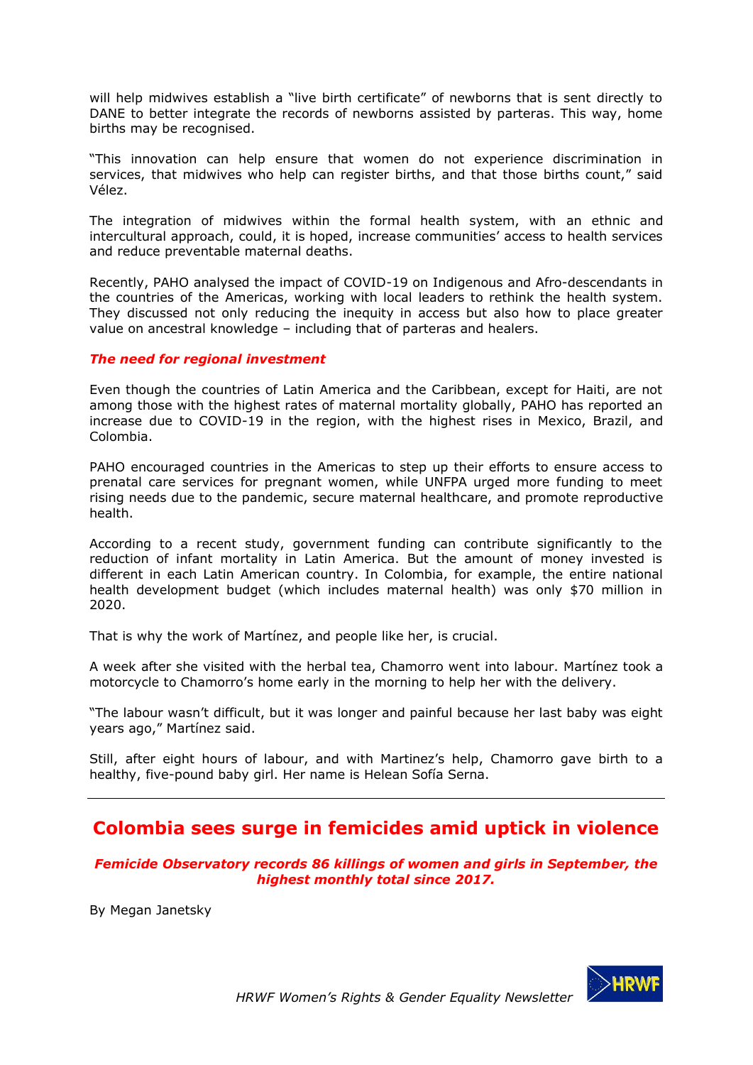will help midwives establish a "live birth certificate" of newborns that is sent directly to DANE to better integrate the records of newborns assisted by parteras. This way, home births may be recognised.

"This innovation can help ensure that women do not experience discrimination in services, that midwives who help can register births, and that those births count," said Vélez.

The integration of midwives within the formal health system, with an ethnic and intercultural approach, could, it is hoped, increase communities' access to health services and reduce preventable maternal deaths.

Recently, PAHO analysed the impact of COVID-19 on Indigenous and Afro-descendants in the countries of the Americas, working with local leaders to rethink the health system. They discussed not only reducing the inequity in access but also how to place greater value on ancestral knowledge – including that of parteras and healers.

### *The need for regional investment*

Even though the countries of Latin America and the Caribbean, except for Haiti, are not among those with the highest rates of maternal mortality globally, PAHO has reported an increase due to COVID-19 in the region, with the highest rises in Mexico, Brazil, and Colombia.

PAHO encouraged countries in the Americas to step up their efforts to ensure access to prenatal care services for pregnant women, while UNFPA urged more funding to meet rising needs due to the pandemic, secure maternal healthcare, and promote reproductive health.

According to a recent study, government funding can contribute significantly to the reduction of infant mortality in Latin America. But the amount of money invested is different in each Latin American country. In Colombia, for example, the entire national health development budget (which includes maternal health) was only $70 million in 2020.

That is why the work of Martínez, and people like her, is crucial.

A week after she visited with the herbal tea, Chamorro went into labour. Martínez took a motorcycle to Chamorro's home early in the morning to help her with the delivery.

"The labour wasn't difficult, but it was longer and painful because her last baby was eight years ago," Martínez said.

Still, after eight hours of labour, and with Martinez's help, Chamorro gave birth to a healthy, five-pound baby girl. Her name is Helean Sofía Serna.

---

## Colombia sees surge in femicides amid uptick in violence

***Femicide Observatory records 86 killings of women and girls in September, the highest monthly total since 2017.***

By Megan Janetsky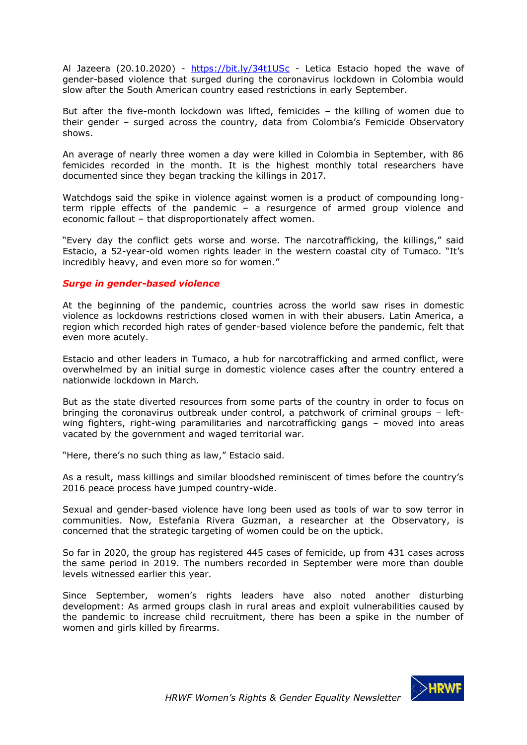Al Jazeera (20.10.2020) - [https://bit.ly/34t1USc](https://bit.ly/34t1USc) - Letica Estacio hoped the wave of gender-based violence that surged during the coronavirus lockdown in Colombia would slow after the South American country eased restrictions in early September.

But after the five-month lockdown was lifted, femicides – the killing of women due to their gender – surged across the country, data from Colombia's Femicide Observatory shows.

An average of nearly three women a day were killed in Colombia in September, with 86 femicides recorded in the month. It is the highest monthly total researchers have documented since they began tracking the killings in 2017.

Watchdogs said the spike in violence against women is a product of compounding long-term ripple effects of the pandemic – a resurgence of armed group violence and economic fallout – that disproportionately affect women.

"Every day the conflict gets worse and worse. The narcotrafficking, the killings," said Estacio, a 52-year-old women rights leader in the western coastal city of Tumaco. "It's incredibly heavy, and even more so for women."

***Surge in gender-based violence***

At the beginning of the pandemic, countries across the world saw rises in domestic violence as lockdowns restrictions closed women in with their abusers. Latin America, a region which recorded high rates of gender-based violence before the pandemic, felt that even more acutely.

Estacio and other leaders in Tumaco, a hub for narcotrafficking and armed conflict, were overwhelmed by an initial surge in domestic violence cases after the country entered a nationwide lockdown in March.

But as the state diverted resources from some parts of the country in order to focus on bringing the coronavirus outbreak under control, a patchwork of criminal groups – left-wing fighters, right-wing paramilitaries and narcotrafficking gangs – moved into areas vacated by the government and waged territorial war.

"Here, there's no such thing as law," Estacio said.

As a result, mass killings and similar bloodshed reminiscent of times before the country's 2016 peace process have jumped country-wide.

Sexual and gender-based violence have long been used as tools of war to sow terror in communities. Now, Estefania Rivera Guzman, a researcher at the Observatory, is concerned that the strategic targeting of women could be on the uptick.

So far in 2020, the group has registered 445 cases of femicide, up from 431 cases across the same period in 2019. The numbers recorded in September were more than double levels witnessed earlier this year.

Since September, women's rights leaders have also noted another disturbing development: As armed groups clash in rural areas and exploit vulnerabilities caused by the pandemic to increase child recruitment, there has been a spike in the number of women and girls killed by firearms.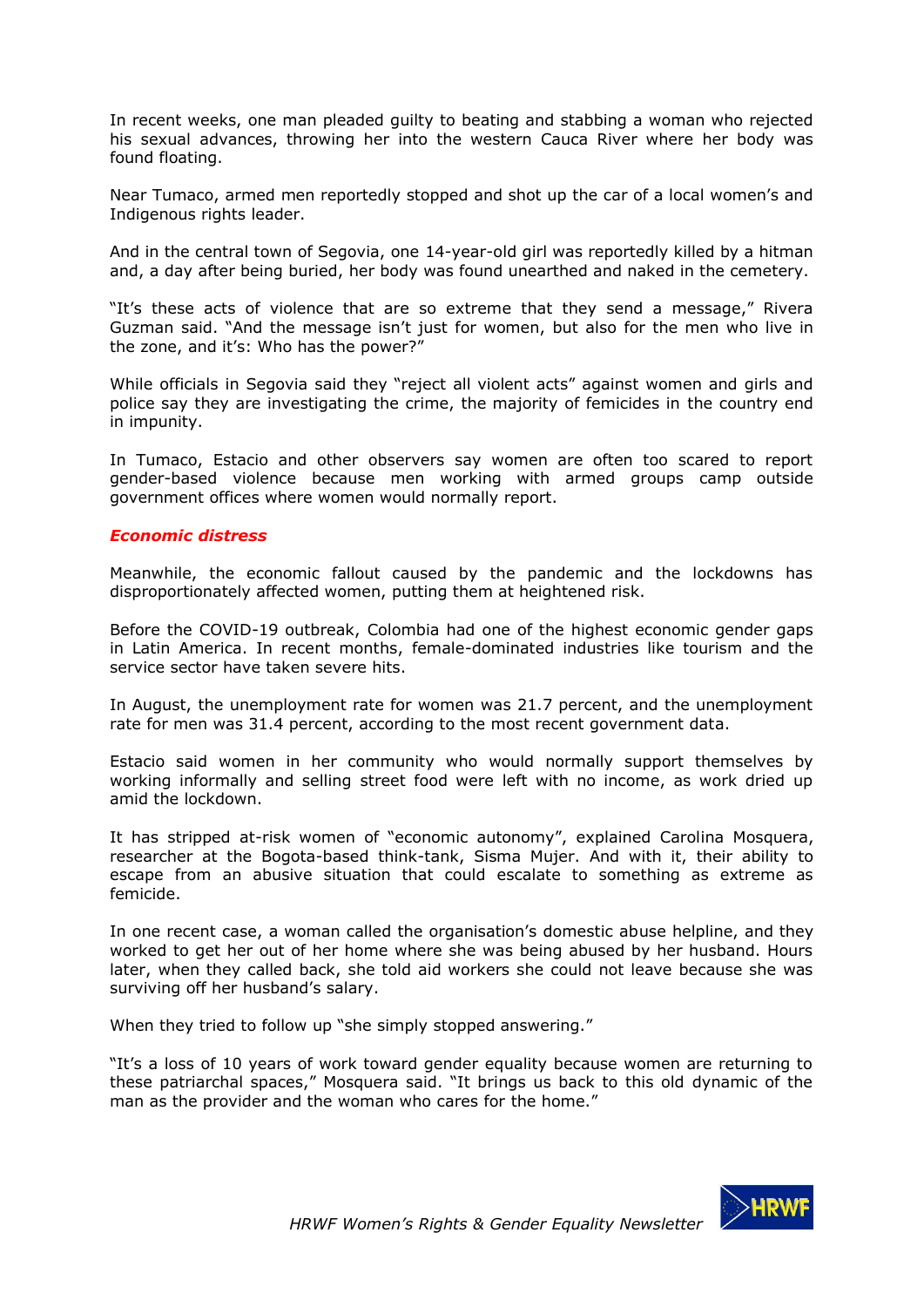In recent weeks, one man pleaded guilty to beating and stabbing a woman who rejected his sexual advances, throwing her into the western Cauca River where her body was found floating.

Near Tumaco, armed men reportedly stopped and shot up the car of a local women's and Indigenous rights leader.

And in the central town of Segovia, one 14-year-old girl was reportedly killed by a hitman and, a day after being buried, her body was found unearthed and naked in the cemetery.

"It's these acts of violence that are so extreme that they send a message," Rivera Guzman said. "And the message isn't just for women, but also for the men who live in the zone, and it's: Who has the power?"

While officials in Segovia said they "reject all violent acts" against women and girls and police say they are investigating the crime, the majority of femicides in the country end in impunity.

In Tumaco, Estacio and other observers say women are often too scared to report gender-based violence because men working with armed groups camp outside government offices where women would normally report.

### ***Economic distress***

Meanwhile, the economic fallout caused by the pandemic and the lockdowns has disproportionately affected women, putting them at heightened risk.

Before the COVID-19 outbreak, Colombia had one of the highest economic gender gaps in Latin America. In recent months, female-dominated industries like tourism and the service sector have taken severe hits.

In August, the unemployment rate for women was 21.7 percent, and the unemployment rate for men was 31.4 percent, according to the most recent government data.

Estacio said women in her community who would normally support themselves by working informally and selling street food were left with no income, as work dried up amid the lockdown.

It has stripped at-risk women of "economic autonomy", explained Carolina Mosquera, researcher at the Bogota-based think-tank, Sisma Mujer. And with it, their ability to escape from an abusive situation that could escalate to something as extreme as femicide.

In one recent case, a woman called the organisation's domestic abuse helpline, and they worked to get her out of her home where she was being abused by her husband. Hours later, when they called back, she told aid workers she could not leave because she was surviving off her husband's salary.

When they tried to follow up "she simply stopped answering."

"It's a loss of 10 years of work toward gender equality because women are returning to these patriarchal spaces," Mosquera said. "It brings us back to this old dynamic of the man as the provider and the woman who cares for the home."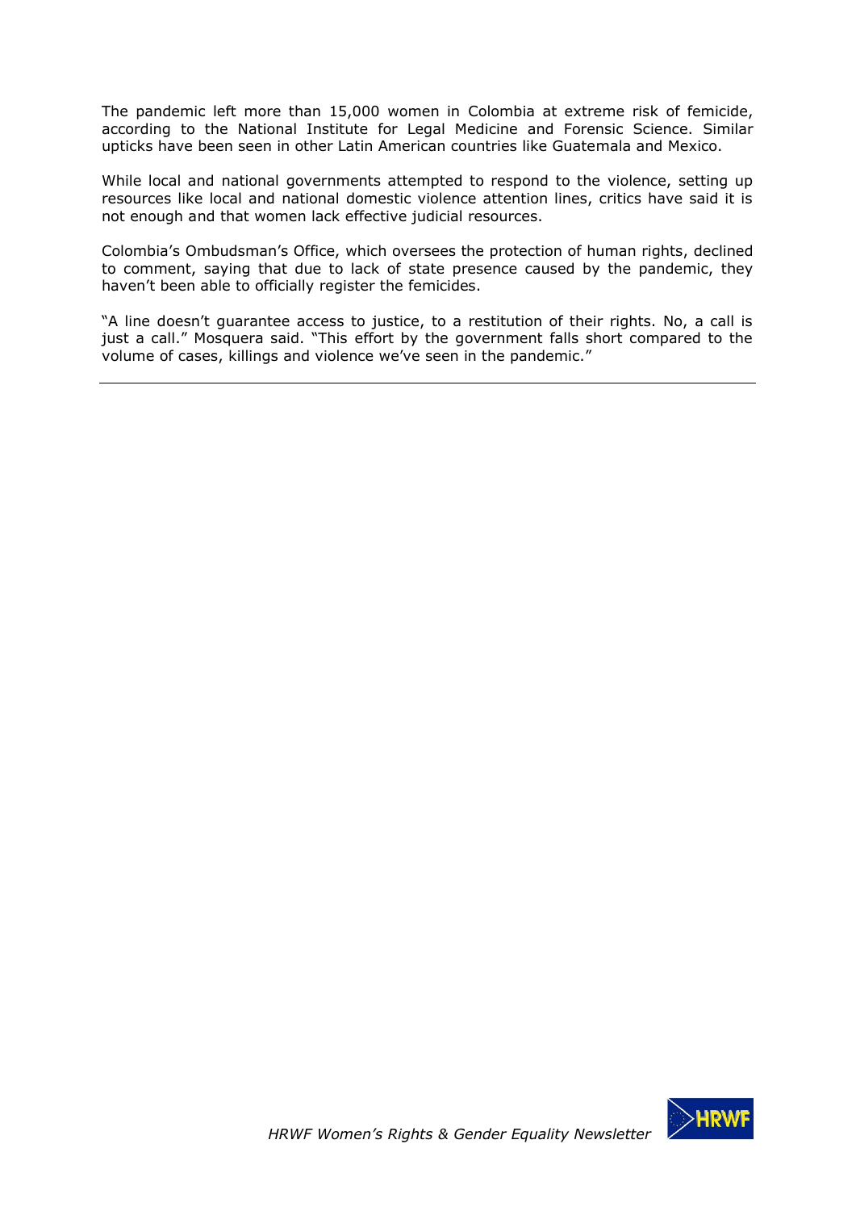The pandemic left more than 15,000 women in Colombia at extreme risk of femicide, according to the National Institute for Legal Medicine and Forensic Science. Similar upticks have been seen in other Latin American countries like Guatemala and Mexico.

While local and national governments attempted to respond to the violence, setting up resources like local and national domestic violence attention lines, critics have said it is not enough and that women lack effective judicial resources.

Colombia's Ombudsman's Office, which oversees the protection of human rights, declined to comment, saying that due to lack of state presence caused by the pandemic, they haven't been able to officially register the femicides.

"A line doesn't guarantee access to justice, to a restitution of their rights. No, a call is just a call." Mosquera said. "This effort by the government falls short compared to the volume of cases, killings and violence we've seen in the pandemic."

---